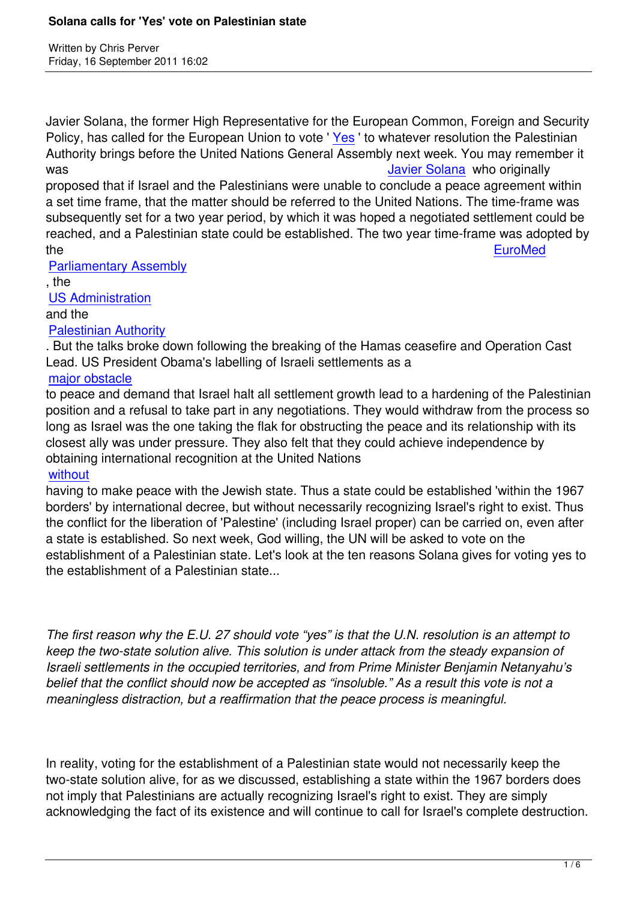# Solana calls for 'Yes' vote on Palestinian state

Written by Chris Perver
Friday, 16 September 2011 16:02

Javier Solana, the former High Representative for the European Common, Foreign and Security Policy, has called for the European Union to vote ' Yes ' to whatever resolution the Palestinian Authority brings before the United Nations General Assembly next week. You may remember it was Javier Solana who originally proposed that if Israel and the Palestinians were unable to conclude a peace agreement within a set time frame, that the matter should be referred to the United Nations. The time-frame was subsequently set for a two year period, by which it was hoped a negotiated settlement could be reached, and a Palestinian state could be established. The two year time-frame was adopted by the EuroMed Parliamentary Assembly, the US Administration and the Palestinian Authority. But the talks broke down following the breaking of the Hamas ceasefire and Operation Cast Lead. US President Obama's labelling of Israeli settlements as a major obstacle to peace and demand that Israel halt all settlement growth lead to a hardening of the Palestinian position and a refusal to take part in any negotiations. They would withdraw from the process so long as Israel was the one taking the flak for obstructing the peace and its relationship with its closest ally was under pressure. They also felt that they could achieve independence by obtaining international recognition at the United Nations without having to make peace with the Jewish state. Thus a state could be established 'within the 1967 borders' by international decree, but without necessarily recognizing Israel's right to exist. Thus the conflict for the liberation of 'Palestine' (including Israel proper) can be carried on, even after a state is established. So next week, God willing, the UN will be asked to vote on the establishment of a Palestinian state. Let's look at the ten reasons Solana gives for voting yes to the establishment of a Palestinian state...

*The first reason why the E.U. 27 should vote "yes" is that the U.N. resolution is an attempt to keep the two-state solution alive. This solution is under attack from the steady expansion of Israeli settlements in the occupied territories, and from Prime Minister Benjamin Netanyahu's belief that the conflict should now be accepted as "insoluble." As a result this vote is not a meaningless distraction, but a reaffirmation that the peace process is meaningful.*

In reality, voting for the establishment of a Palestinian state would not necessarily keep the two-state solution alive, for as we discussed, establishing a state within the 1967 borders does not imply that Palestinians are actually recognizing Israel's right to exist. They are simply acknowledging the fact of its existence and will continue to call for Israel's complete destruction.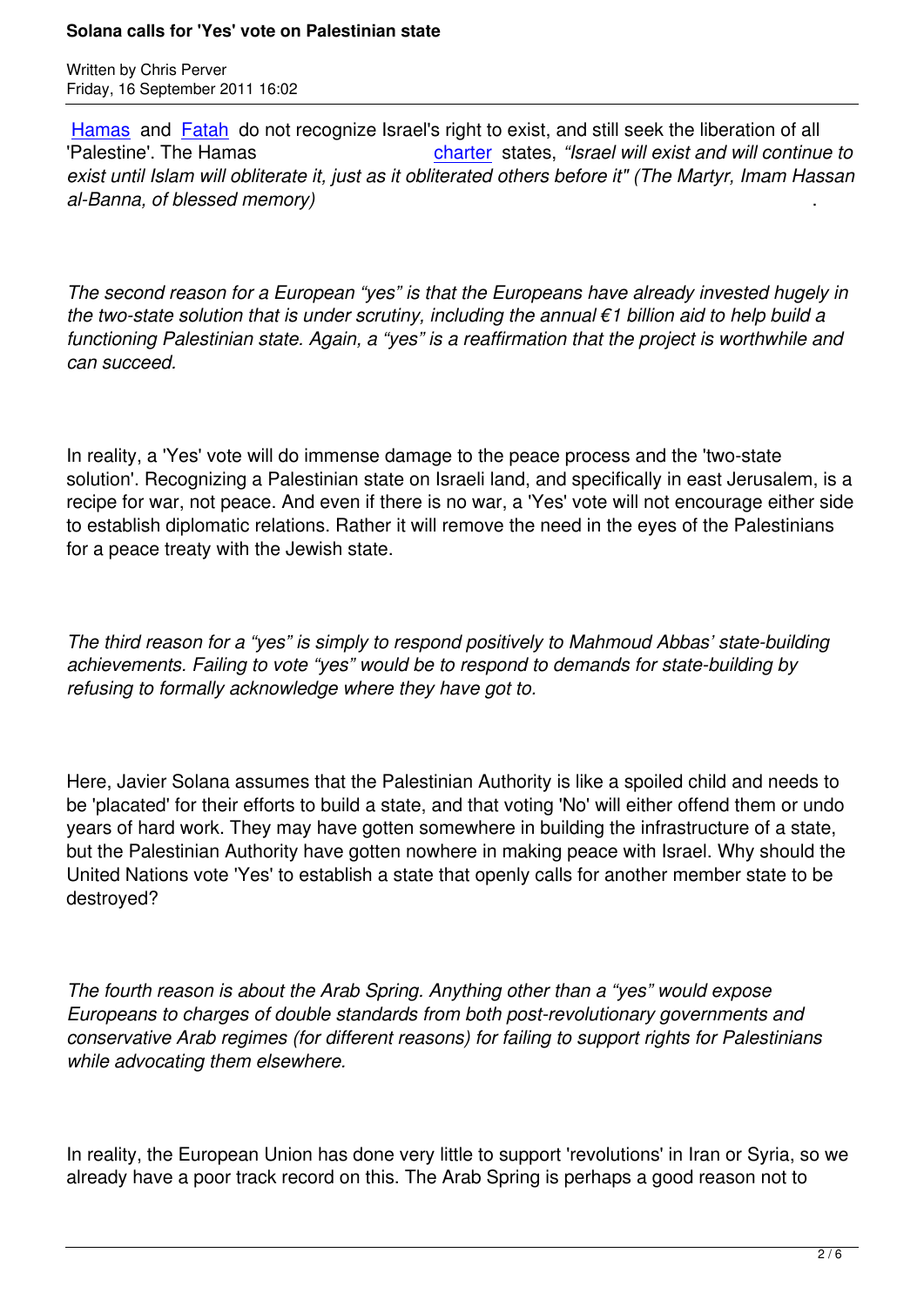Hamas and Fatah do not recognize Israel's right to exist, and still seek the liberation of all 'Palestine'. The Hamas charter states, *"Israel will exist and will continue to exist until Islam will obliterate it, just as it obliterated others before it" (The Martyr, Imam Hassan al-Banna, of blessed memory)* .

*The second reason for a European "yes" is that the Europeans have already invested hugely in the two-state solution that is under scrutiny, including the annual €1 billion aid to help build a functioning Palestinian state. Again, a "yes" is a reaffirmation that the project is worthwhile and can succeed.*

In reality, a 'Yes' vote will do immense damage to the peace process and the 'two-state solution'. Recognizing a Palestinian state on Israeli land, and specifically in east Jerusalem, is a recipe for war, not peace. And even if there is no war, a 'Yes' vote will not encourage either side to establish diplomatic relations. Rather it will remove the need in the eyes of the Palestinians for a peace treaty with the Jewish state.

*The third reason for a "yes" is simply to respond positively to Mahmoud Abbas' state-building achievements. Failing to vote "yes" would be to respond to demands for state-building by refusing to formally acknowledge where they have got to.*

Here, Javier Solana assumes that the Palestinian Authority is like a spoiled child and needs to be 'placated' for their efforts to build a state, and that voting 'No' will either offend them or undo years of hard work. They may have gotten somewhere in building the infrastructure of a state, but the Palestinian Authority have gotten nowhere in making peace with Israel. Why should the United Nations vote 'Yes' to establish a state that openly calls for another member state to be destroyed?

*The fourth reason is about the Arab Spring. Anything other than a "yes" would expose Europeans to charges of double standards from both post-revolutionary governments and conservative Arab regimes (for different reasons) for failing to support rights for Palestinians while advocating them elsewhere.*

In reality, the European Union has done very little to support 'revolutions' in Iran or Syria, so we already have a poor track record on this. The Arab Spring is perhaps a good reason not to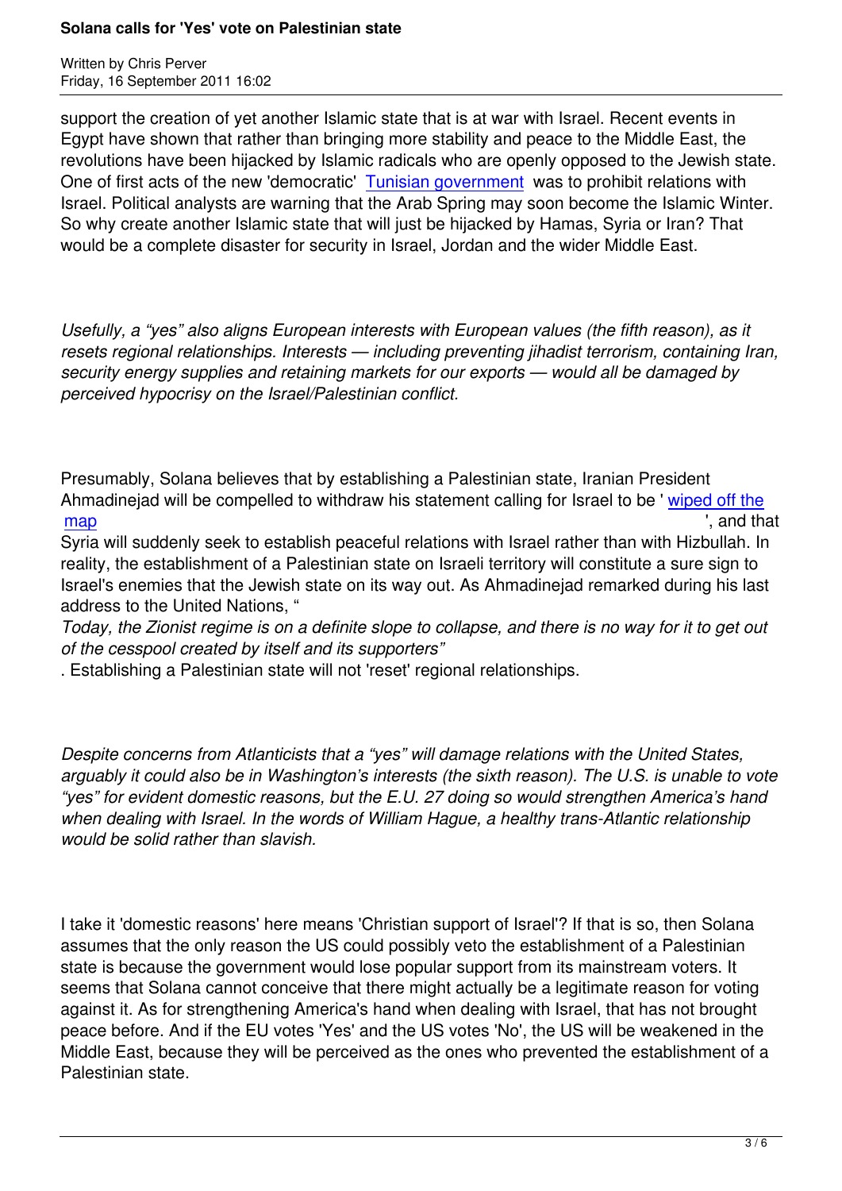support the creation of yet another Islamic state that is at war with Israel. Recent events in Egypt have shown that rather than bringing more stability and peace to the Middle East, the revolutions have been hijacked by Islamic radicals who are openly opposed to the Jewish state. One of first acts of the new 'democratic' Tunisian government was to prohibit relations with Israel. Political analysts are warning that the Arab Spring may soon become the Islamic Winter. So why create another Islamic state that will just be hijacked by Hamas, Syria or Iran? That would be a complete disaster for security in Israel, Jordan and the wider Middle East.

*Usefully, a "yes" also aligns European interests with European values (the fifth reason), as it resets regional relationships. Interests — including preventing jihadist terrorism, containing Iran, security energy supplies and retaining markets for our exports — would all be damaged by perceived hypocrisy on the Israel/Palestinian conflict.*

Presumably, Solana believes that by establishing a Palestinian state, Iranian President Ahmadinejad will be compelled to withdraw his statement calling for Israel to be ' wiped off the map ', and that Syria will suddenly seek to establish peaceful relations with Israel rather than with Hizbullah. In reality, the establishment of a Palestinian state on Israeli territory will constitute a sure sign to Israel's enemies that the Jewish state on its way out. As Ahmadinejad remarked during his last address to the United Nations, "*Today, the Zionist regime is on a definite slope to collapse, and there is no way for it to get out of the cesspool created by itself and its supporters"*. Establishing a Palestinian state will not 'reset' regional relationships.

*Despite concerns from Atlanticists that a "yes" will damage relations with the United States, arguably it could also be in Washington's interests (the sixth reason). The U.S. is unable to vote "yes" for evident domestic reasons, but the E.U. 27 doing so would strengthen America's hand when dealing with Israel. In the words of William Hague, a healthy trans-Atlantic relationship would be solid rather than slavish.*

I take it 'domestic reasons' here means 'Christian support of Israel'? If that is so, then Solana assumes that the only reason the US could possibly veto the establishment of a Palestinian state is because the government would lose popular support from its mainstream voters. It seems that Solana cannot conceive that there might actually be a legitimate reason for voting against it. As for strengthening America's hand when dealing with Israel, that has not brought peace before. And if the EU votes 'Yes' and the US votes 'No', the US will be weakened in the Middle East, because they will be perceived as the ones who prevented the establishment of a Palestinian state.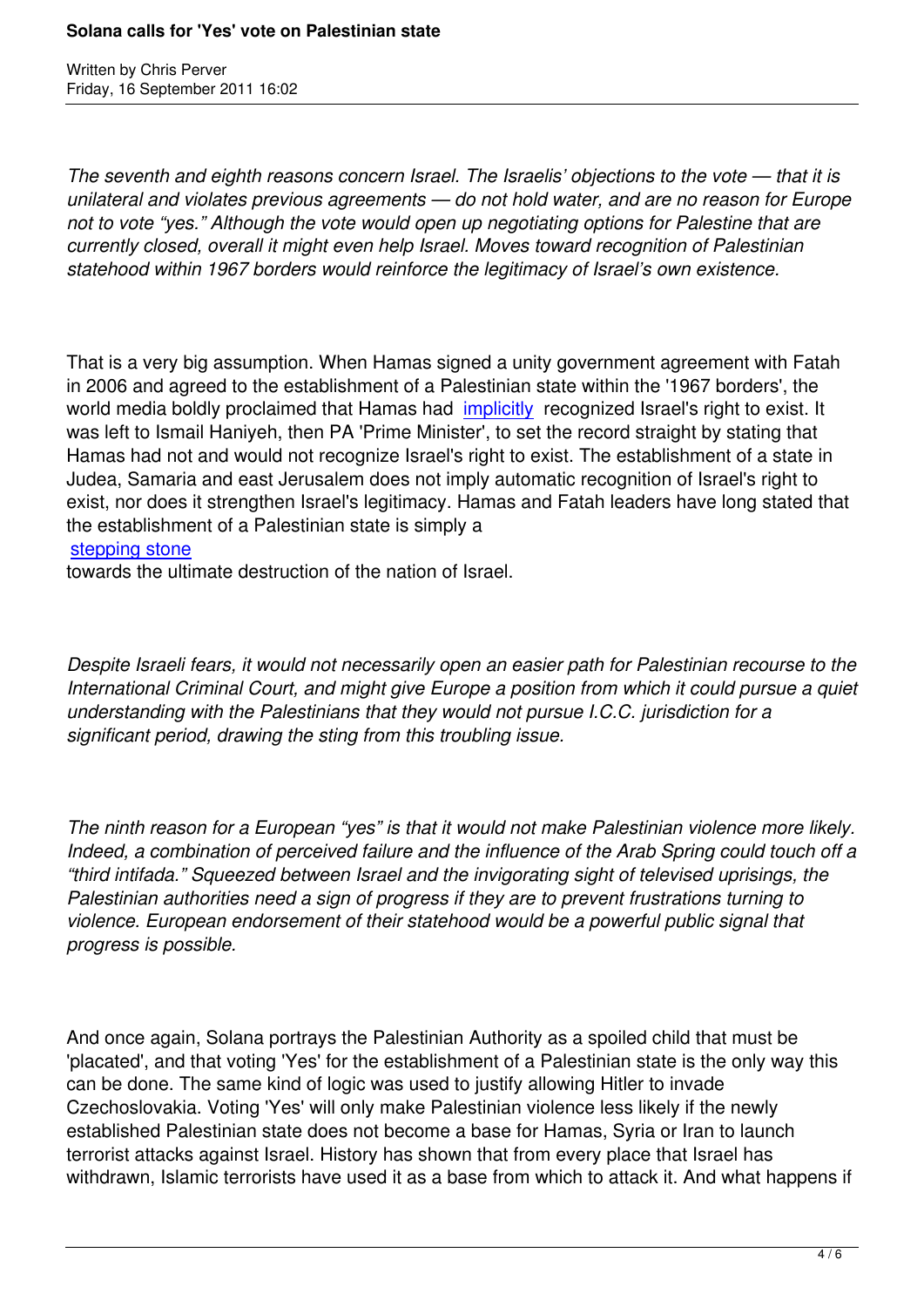*The seventh and eighth reasons concern Israel. The Israelis' objections to the vote — that it is unilateral and violates previous agreements — do not hold water, and are no reason for Europe not to vote "yes." Although the vote would open up negotiating options for Palestine that are currently closed, overall it might even help Israel. Moves toward recognition of Palestinian statehood within 1967 borders would reinforce the legitimacy of Israel's own existence.*

That is a very big assumption. When Hamas signed a unity government agreement with Fatah in 2006 and agreed to the establishment of a Palestinian state within the '1967 borders', the world media boldly proclaimed that Hamas had implicitly recognized Israel's right to exist. It was left to Ismail Haniyeh, then PA 'Prime Minister', to set the record straight by stating that Hamas had not and would not recognize Israel's right to exist. The establishment of a state in Judea, Samaria and east Jerusalem does not imply automatic recognition of Israel's right to exist, nor does it strengthen Israel's legitimacy. Hamas and Fatah leaders have long stated that the establishment of a Palestinian state is simply a stepping stone towards the ultimate destruction of the nation of Israel.

*Despite Israeli fears, it would not necessarily open an easier path for Palestinian recourse to the International Criminal Court, and might give Europe a position from which it could pursue a quiet understanding with the Palestinians that they would not pursue I.C.C. jurisdiction for a significant period, drawing the sting from this troubling issue.*

*The ninth reason for a European "yes" is that it would not make Palestinian violence more likely. Indeed, a combination of perceived failure and the influence of the Arab Spring could touch off a "third intifada." Squeezed between Israel and the invigorating sight of televised uprisings, the Palestinian authorities need a sign of progress if they are to prevent frustrations turning to violence. European endorsement of their statehood would be a powerful public signal that progress is possible.*

And once again, Solana portrays the Palestinian Authority as a spoiled child that must be 'placated', and that voting 'Yes' for the establishment of a Palestinian state is the only way this can be done. The same kind of logic was used to justify allowing Hitler to invade Czechoslovakia. Voting 'Yes' will only make Palestinian violence less likely if the newly established Palestinian state does not become a base for Hamas, Syria or Iran to launch terrorist attacks against Israel. History has shown that from every place that Israel has withdrawn, Islamic terrorists have used it as a base from which to attack it. And what happens if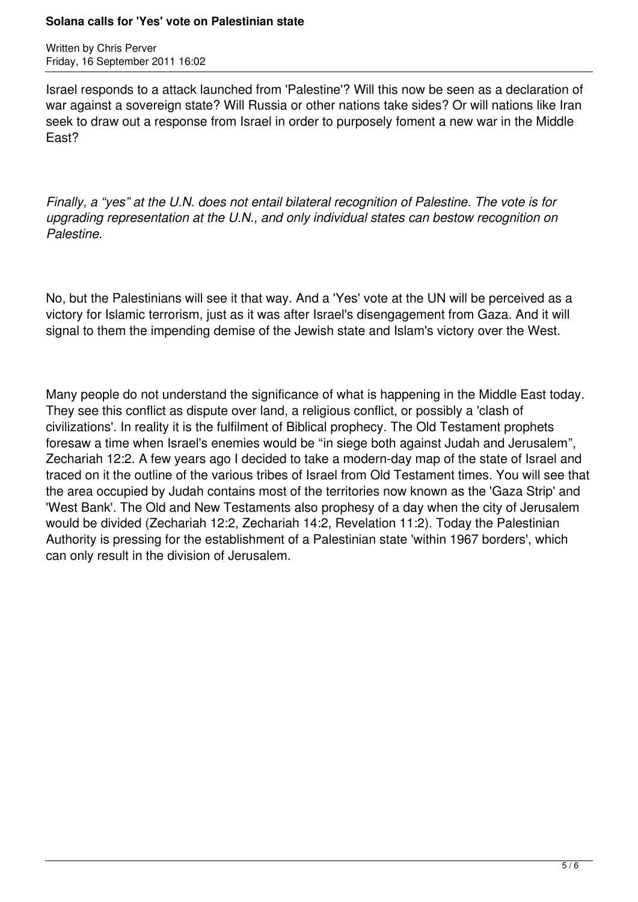Israel responds to a attack launched from 'Palestine'? Will this now be seen as a declaration of war against a sovereign state? Will Russia or other nations take sides? Or will nations like Iran seek to draw out a response from Israel in order to purposely foment a new war in the Middle East?

*Finally, a “yes” at the U.N. does not entail bilateral recognition of Palestine. The vote is for upgrading representation at the U.N., and only individual states can bestow recognition on Palestine.*

No, but the Palestinians will see it that way. And a 'Yes' vote at the UN will be perceived as a victory for Islamic terrorism, just as it was after Israel's disengagement from Gaza. And it will signal to them the impending demise of the Jewish state and Islam's victory over the West.

Many people do not understand the significance of what is happening in the Middle East today. They see this conflict as dispute over land, a religious conflict, or possibly a 'clash of civilizations'. In reality it is the fulfilment of Biblical prophecy. The Old Testament prophets foresaw a time when Israel's enemies would be “in siege both against Judah and Jerusalem”, Zechariah 12:2. A few years ago I decided to take a modern-day map of the state of Israel and traced on it the outline of the various tribes of Israel from Old Testament times. You will see that the area occupied by Judah contains most of the territories now known as the 'Gaza Strip' and 'West Bank'. The Old and New Testaments also prophesy of a day when the city of Jerusalem would be divided (Zechariah 12:2, Zechariah 14:2, Revelation 11:2). Today the Palestinian Authority is pressing for the establishment of a Palestinian state 'within 1967 borders', which can only result in the division of Jerusalem.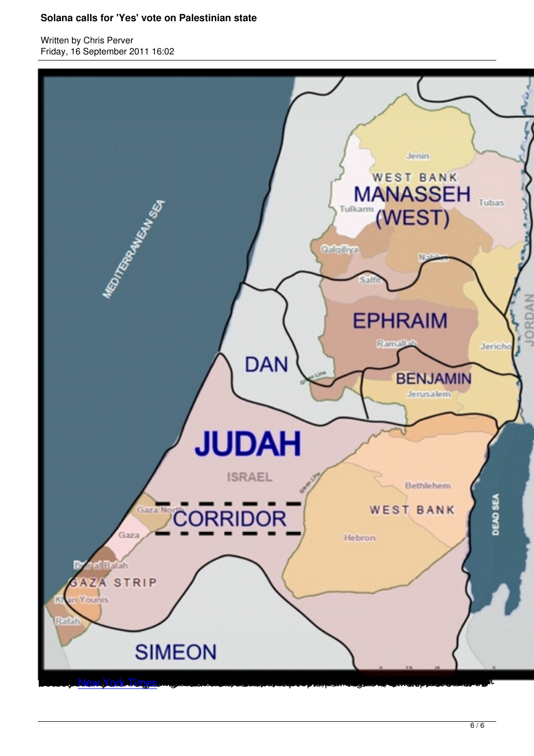MEDITERRANEAN SEA

Jenin

WEST BANK

MANASSEH (WEST)

Tulkarm

Tubas

Qalqiliya

Nablus

Salfit

EPHRAIM

Ramallah

Jericho

JORDAN

DAN

Green Line

BENJAMIN

Jerusalem

JUDAH

ISRAEL

Green Line

Bethlehem

WEST BANK

Gaza North

CORRIDOR

Gaza

Hebron

DEAD SEA

Deir al Balah

GAZA STRIP

Khan Younis

Rafah

SIMEON

New York Times